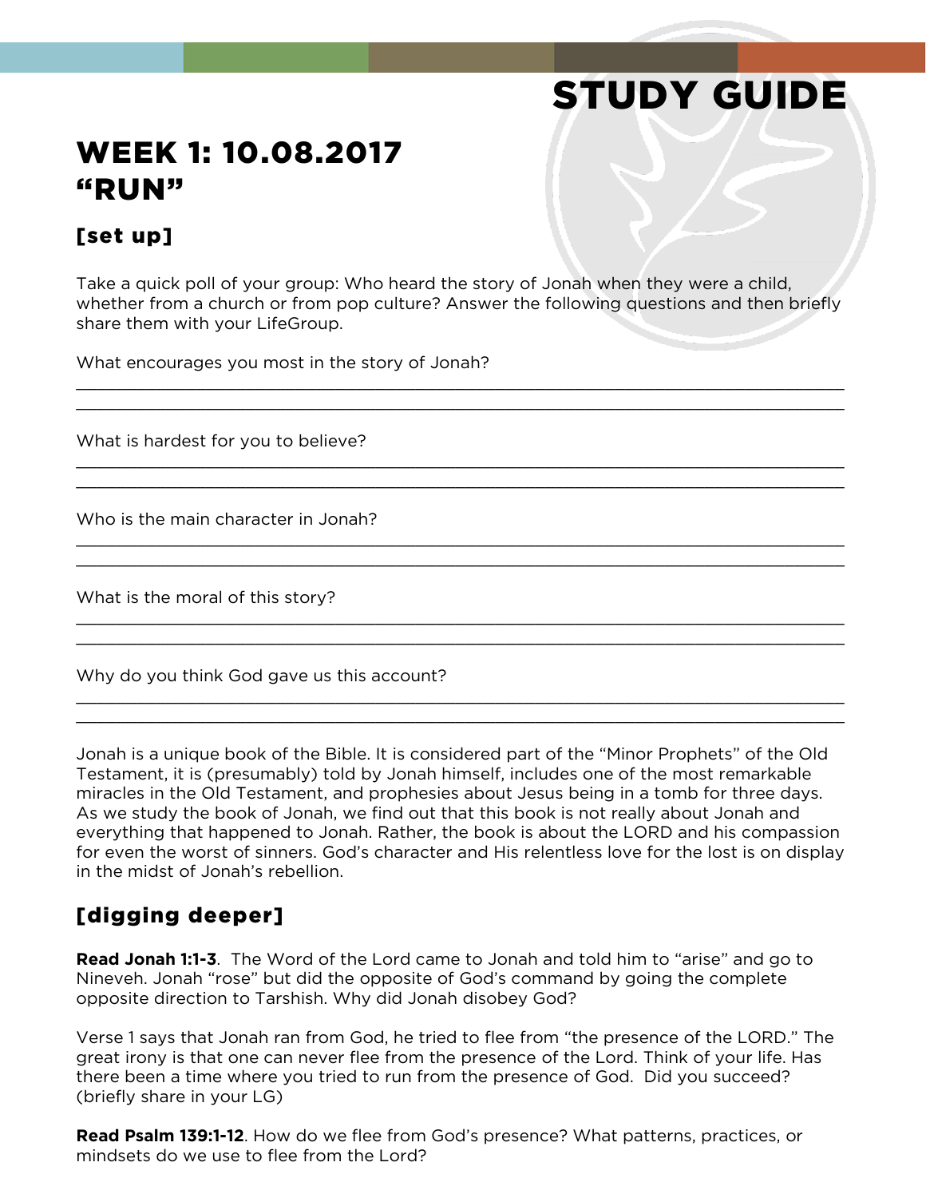# STUDY GUIDE

## WEEK 1: 10.08.2017
## "RUN"

### [set up]

Take a quick poll of your group: Who heard the story of Jonah when they were a child, whether from a church or from pop culture? Answer the following questions and then briefly share them with your LifeGroup.

What encourages you most in the story of Jonah?

______________________________________________________________________________

______________________________________________________________________________

What is hardest for you to believe?

______________________________________________________________________________

______________________________________________________________________________

Who is the main character in Jonah?

______________________________________________________________________________

______________________________________________________________________________

What is the moral of this story?

______________________________________________________________________________

______________________________________________________________________________

Why do you think God gave us this account?

______________________________________________________________________________

______________________________________________________________________________

Jonah is a unique book of the Bible. It is considered part of the "Minor Prophets" of the Old Testament, it is (presumably) told by Jonah himself, includes one of the most remarkable miracles in the Old Testament, and prophesies about Jesus being in a tomb for three days. As we study the book of Jonah, we find out that this book is not really about Jonah and everything that happened to Jonah. Rather, the book is about the LORD and his compassion for even the worst of sinners. God's character and His relentless love for the lost is on display in the midst of Jonah's rebellion.

### [digging deeper]

**Read Jonah 1:1-3**. The Word of the Lord came to Jonah and told him to "arise" and go to Nineveh. Jonah "rose" but did the opposite of God's command by going the complete opposite direction to Tarshish. Why did Jonah disobey God?

Verse 1 says that Jonah ran from God, he tried to flee from "the presence of the LORD." The great irony is that one can never flee from the presence of the Lord. Think of your life. Has there been a time where you tried to run from the presence of God. Did you succeed? (briefly share in your LG)

**Read Psalm 139:1-12**. How do we flee from God's presence? What patterns, practices, or mindsets do we use to flee from the Lord?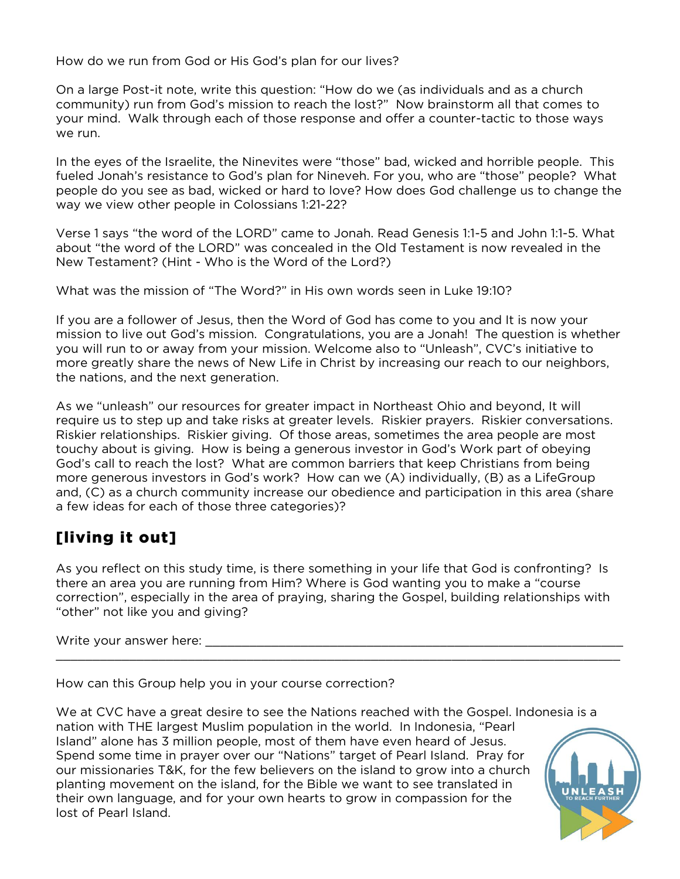How do we run from God or His God's plan for our lives?

On a large Post-it note, write this question: "How do we (as individuals and as a church community) run from God's mission to reach the lost?" Now brainstorm all that comes to your mind. Walk through each of those response and offer a counter-tactic to those ways we run.

In the eyes of the Israelite, the Ninevites were "those" bad, wicked and horrible people. This fueled Jonah's resistance to God's plan for Nineveh. For you, who are "those" people? What people do you see as bad, wicked or hard to love? How does God challenge us to change the way we view other people in Colossians 1:21-22?

Verse 1 says "the word of the LORD" came to Jonah. Read Genesis 1:1-5 and John 1:1-5. What about "the word of the LORD" was concealed in the Old Testament is now revealed in the New Testament? (Hint - Who is the Word of the Lord?)

What was the mission of "The Word?" in His own words seen in Luke 19:10?

If you are a follower of Jesus, then the Word of God has come to you and It is now your mission to live out God's mission. Congratulations, you are a Jonah! The question is whether you will run to or away from your mission. Welcome also to "Unleash", CVC's initiative to more greatly share the news of New Life in Christ by increasing our reach to our neighbors, the nations, and the next generation.

As we "unleash" our resources for greater impact in Northeast Ohio and beyond, It will require us to step up and take risks at greater levels. Riskier prayers. Riskier conversations. Riskier relationships. Riskier giving. Of those areas, sometimes the area people are most touchy about is giving. How is being a generous investor in God's Work part of obeying God's call to reach the lost? What are common barriers that keep Christians from being more generous investors in God's work? How can we (A) individually, (B) as a LifeGroup and, (C) as a church community increase our obedience and participation in this area (share a few ideas for each of those three categories)?

## [living it out]

As you reflect on this study time, is there something in your life that God is confronting? Is there an area you are running from Him? Where is God wanting you to make a "course correction", especially in the area of praying, sharing the Gospel, building relationships with "other" not like you and giving?

Write your answer here: ________________________________________________________________
________________________________________________________________________________

How can this Group help you in your course correction?

We at CVC have a great desire to see the Nations reached with the Gospel. Indonesia is a nation with THE largest Muslim population in the world. In Indonesia, "Pearl Island" alone has 3 million people, most of them have even heard of Jesus. Spend some time in prayer over our "Nations" target of Pearl Island. Pray for our missionaries T&K, for the few believers on the island to grow into a church planting movement on the island, for the Bible we want to see translated in their own language, and for your own hearts to grow in compassion for the lost of Pearl Island.

UNLEASH
TO REACH FURTHER